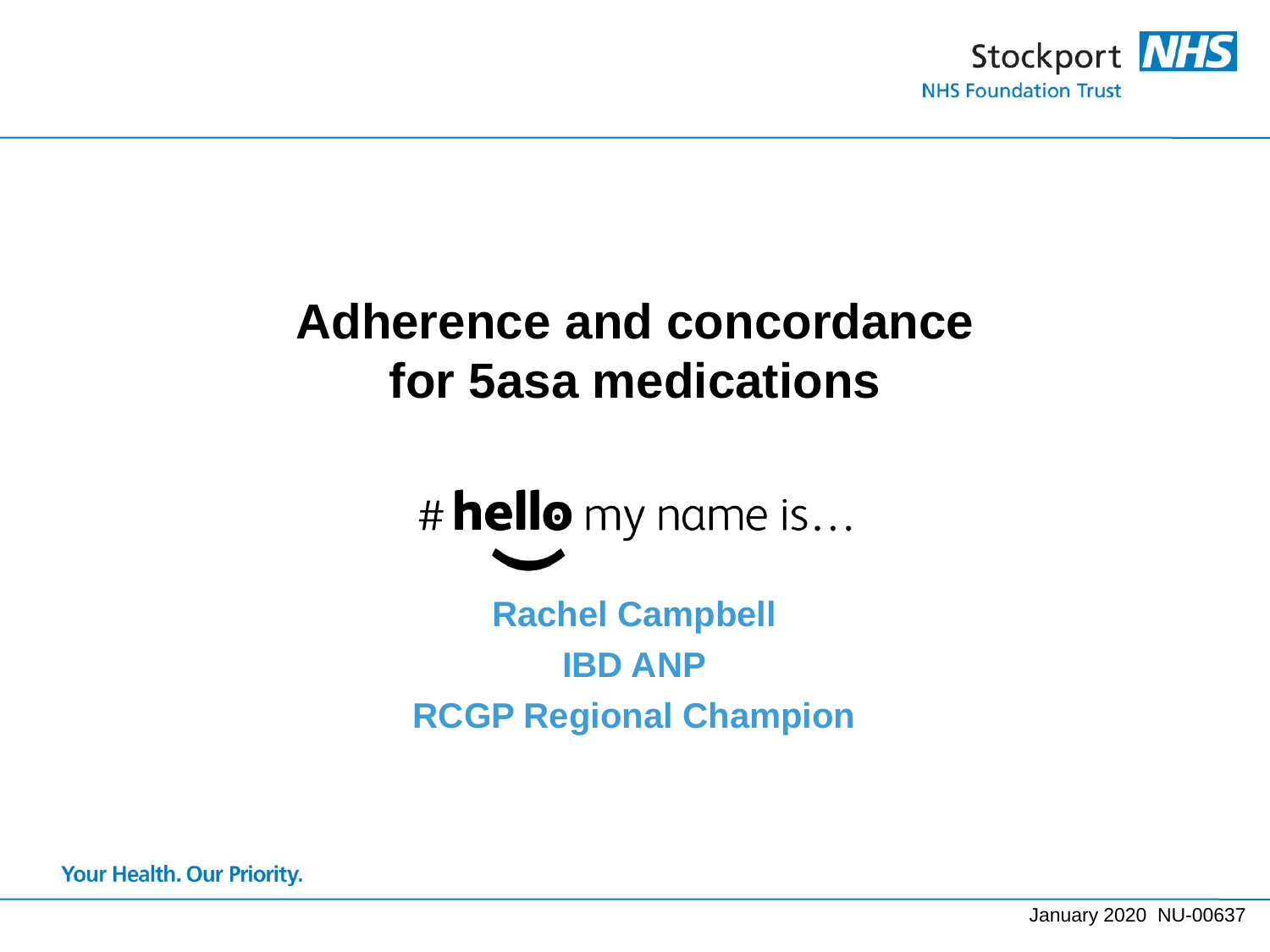# Adherence and concordance for 5asa medications

# hello my name is…

**Rachel Campbell**

**IBD ANP**

**RCGP Regional Champion**

January 2020 NU-00637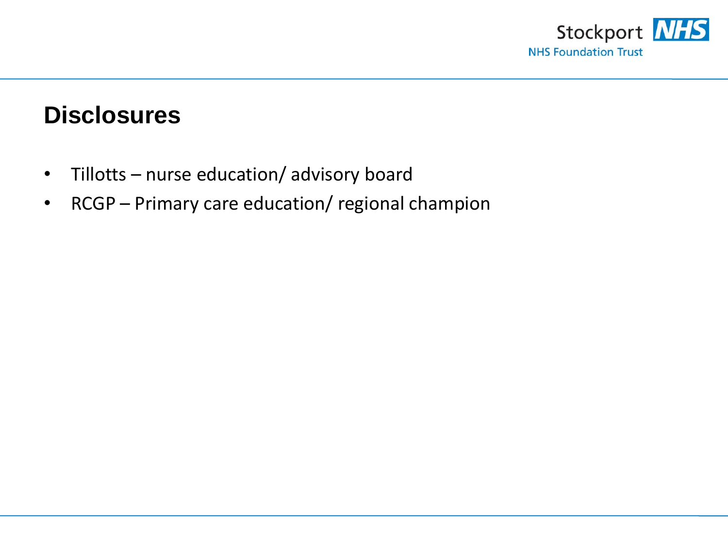# Disclosures

- Tillotts – nurse education/ advisory board
- RCGP – Primary care education/ regional champion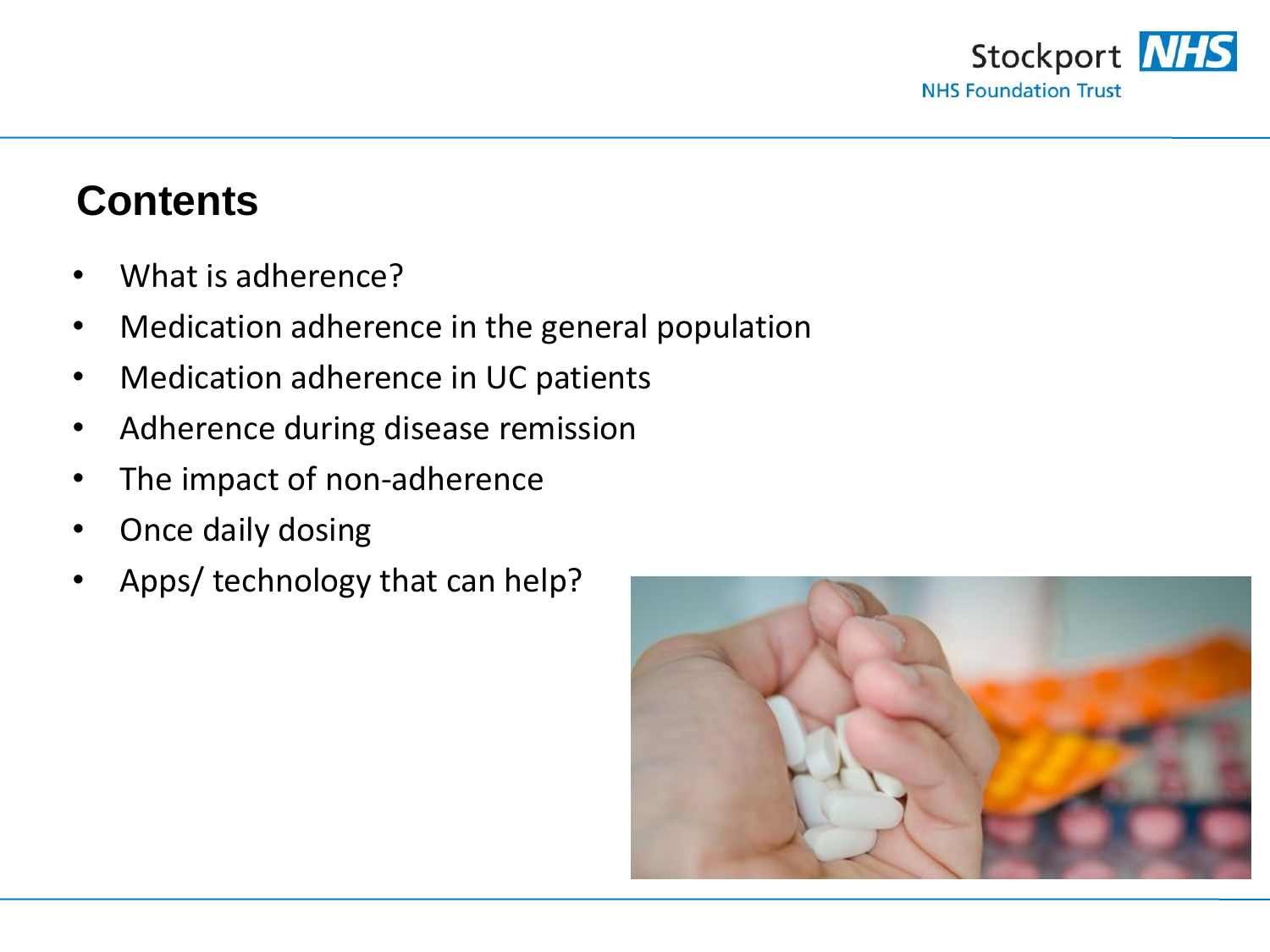## Contents

- What is adherence?
- Medication adherence in the general population
- Medication adherence in UC patients
- Adherence during disease remission
- The impact of non-adherence
- Once daily dosing
- Apps/ technology that can help?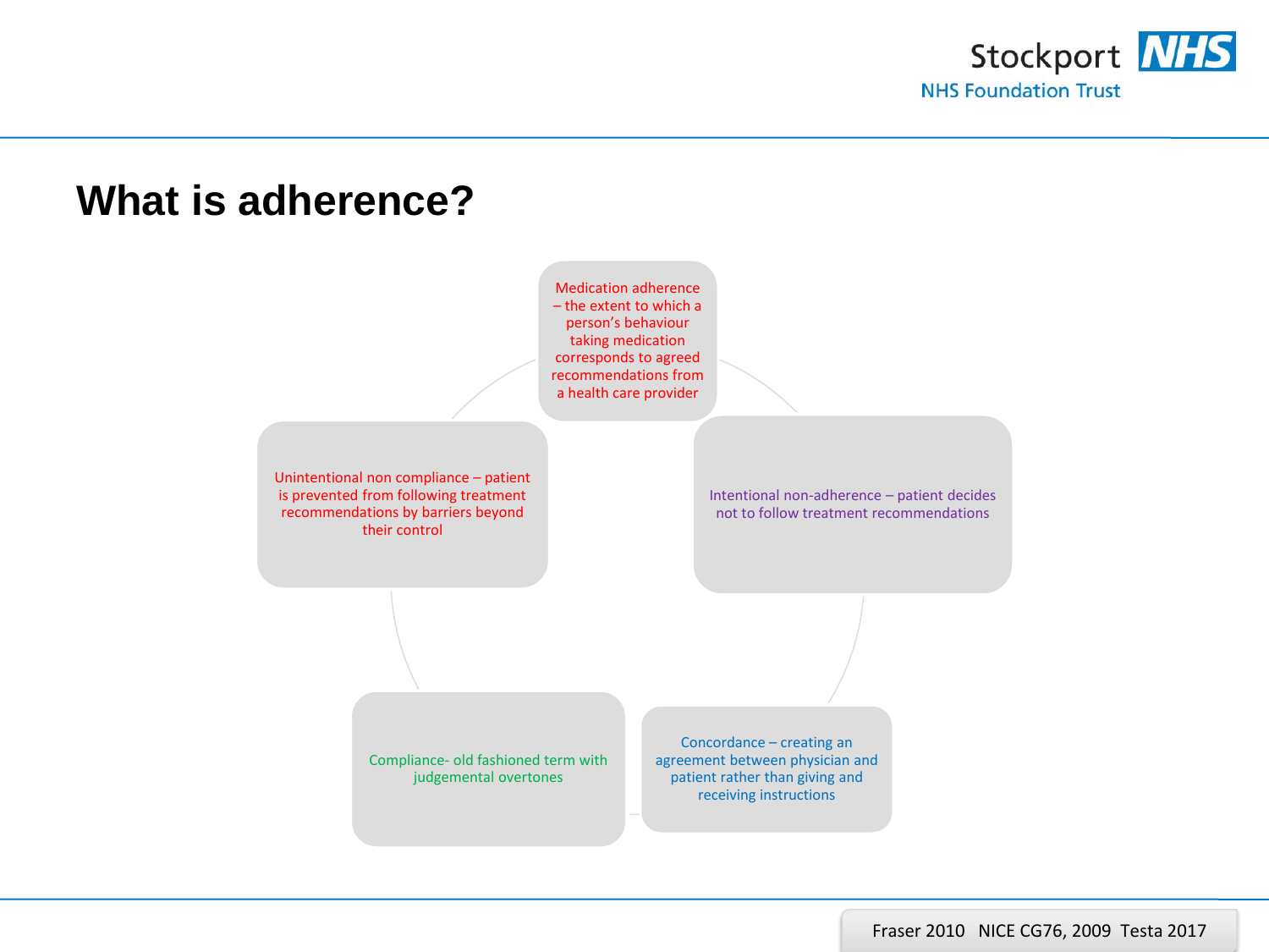# What is adherence?

- Medication adherence – the extent to which a person's behaviour taking medication corresponds to agreed recommendations from a health care provider
- Intentional non-adherence – patient decides not to follow treatment recommendations
- Concordance – creating an agreement between physician and patient rather than giving and receiving instructions
- Compliance- old fashioned term with judgemental overtones
- Unintentional non compliance – patient is prevented from following treatment recommendations by barriers beyond their control

Fraser 2010 NICE CG76, 2009 Testa 2017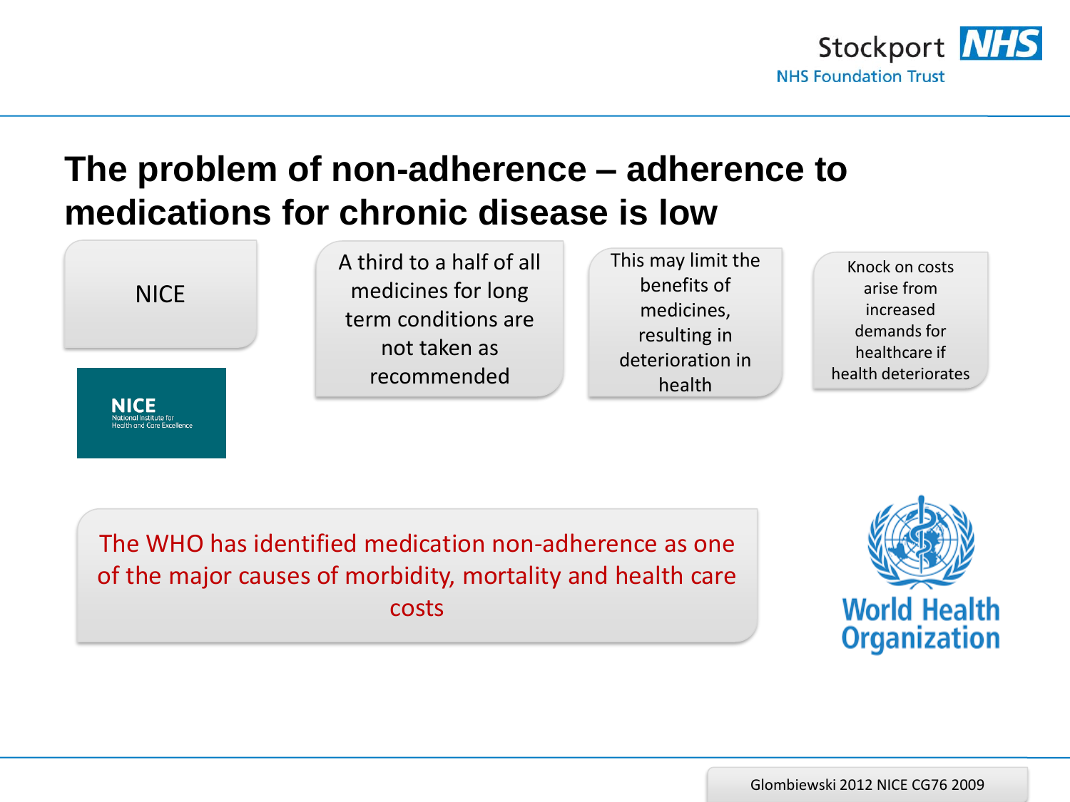# The problem of non-adherence – adherence to medications for chronic disease is low

NICE

A third to a half of all medicines for long term conditions are not taken as recommended

This may limit the benefits of medicines, resulting in deterioration in health

Knock on costs arise from increased demands for healthcare if health deteriorates

The WHO has identified medication non-adherence as one of the major causes of morbidity, mortality and health care costs

Glombiewski 2012 NICE CG76 2009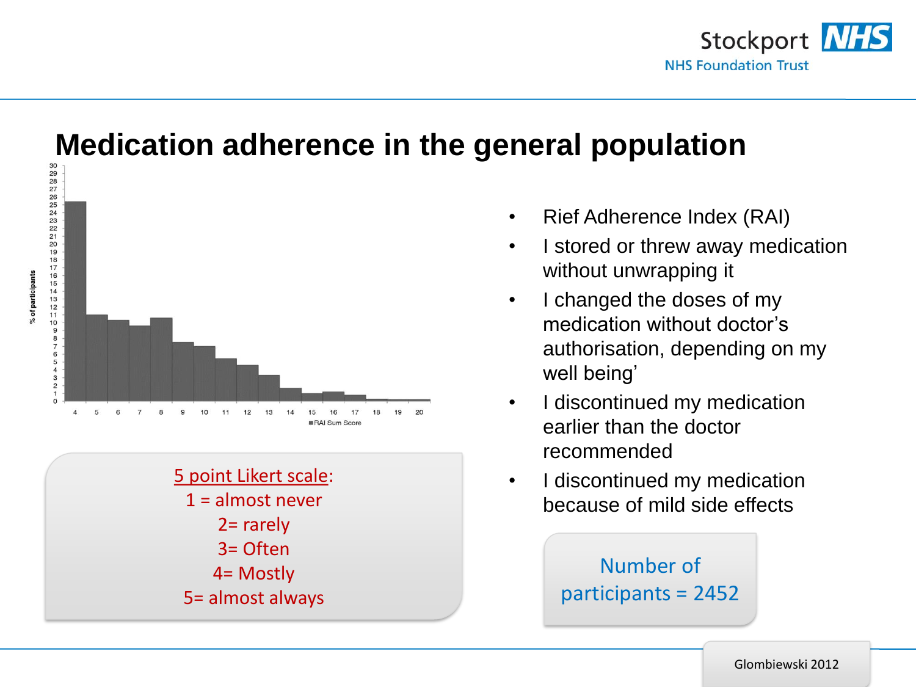# Medication adherence in the general population

- Rief Adherence Index (RAI)
- I stored or threw away medication without unwrapping it
- I changed the doses of my medication without doctor's authorisation, depending on my well being'
- I discontinued my medication earlier than the doctor recommended
- I discontinued my medication because of mild side effects

5 point Likert scale:
1 = almost never
2= rarely
3= Often
4= Mostly
5= almost always

Number of participants = 2452

Glombiewski 2012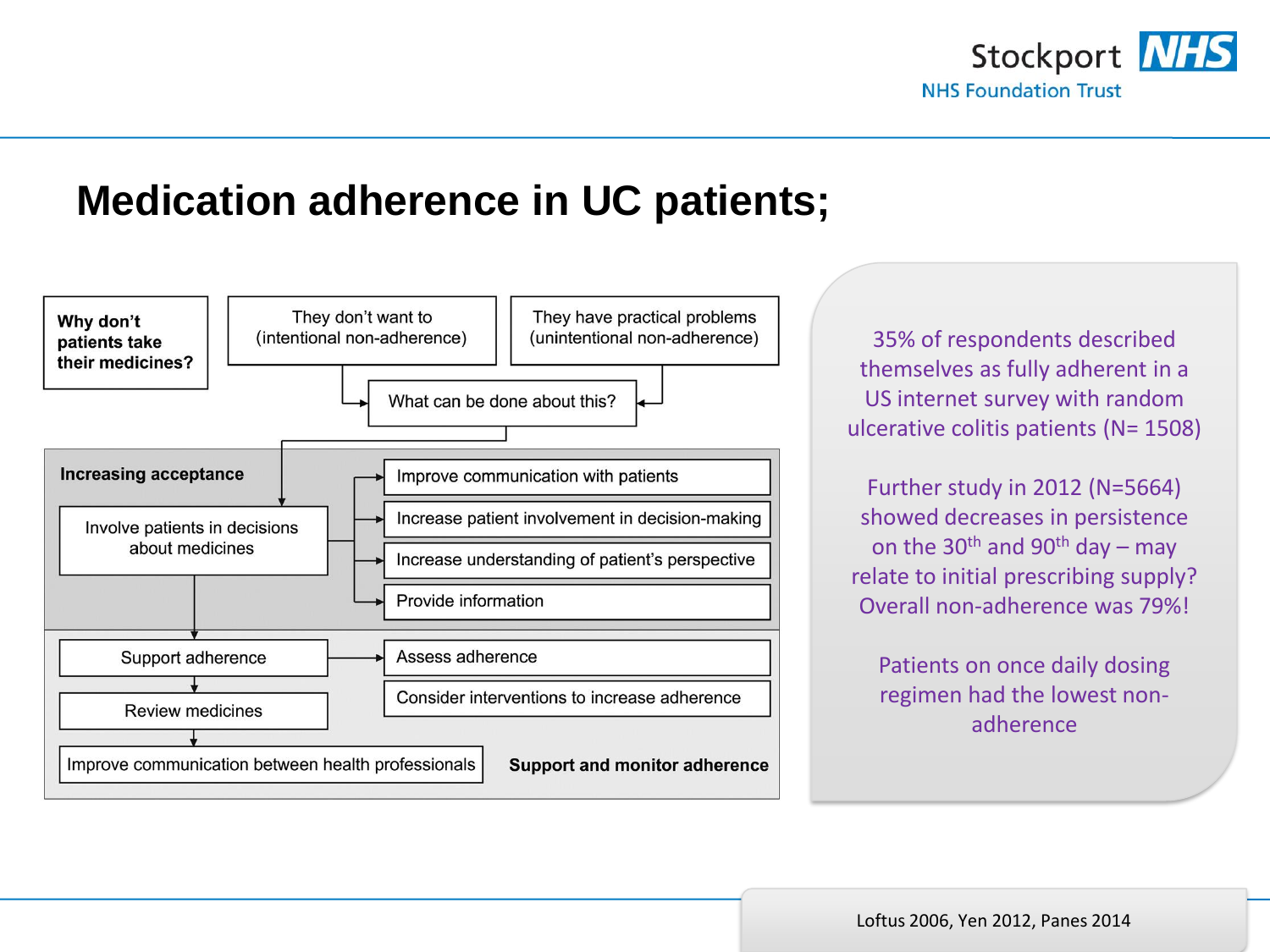# Medication adherence in UC patients;

**Why don't patients take their medicines?**

- They don't want to (intentional non-adherence)
- They have practical problems (unintentional non-adherence)

What can be done about this?

**Increasing acceptance**

Involve patients in decisions about medicines

- Improve communication with patients
- Increase patient involvement in decision-making
- Increase understanding of patient's perspective
- Provide information

**Support and monitor adherence**

Support adherence

- Assess adherence
- Consider interventions to increase adherence

Review medicines

Improve communication between health professionals

35% of respondents described themselves as fully adherent in a US internet survey with random ulcerative colitis patients (N= 1508)

Further study in 2012 (N=5664) showed decreases in persistence on the 30th and 90th day – may relate to initial prescribing supply? Overall non-adherence was 79%!

Patients on once daily dosing regimen had the lowest non-adherence

Loftus 2006, Yen 2012, Panes 2014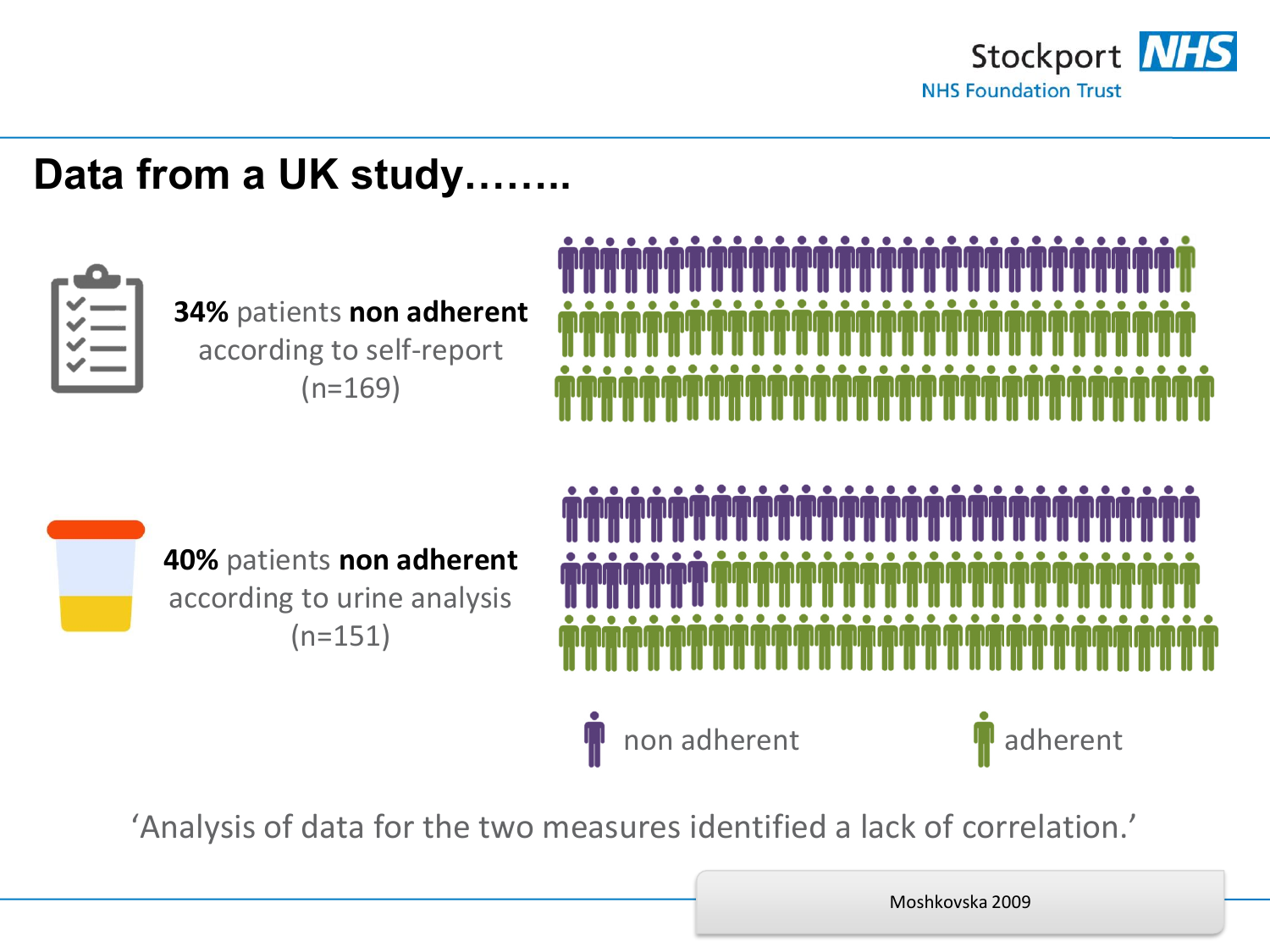# Data from a UK study……..

**34%** patients **non adherent** according to self-report (n=169)

**40%** patients **non adherent** according to urine analysis (n=151)

non adherent

adherent

‘Analysis of data for the two measures identified a lack of correlation.’

Moshkovska 2009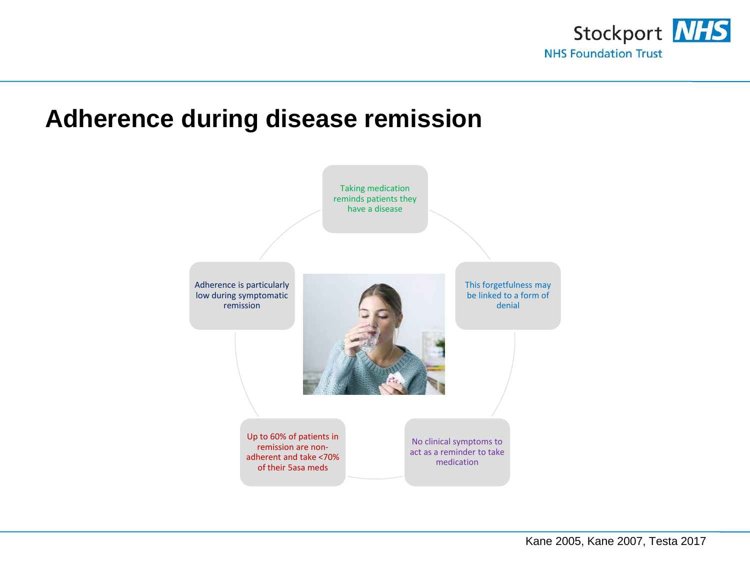# Adherence during disease remission

- Taking medication reminds patients they have a disease
- This forgetfulness may be linked to a form of denial
- No clinical symptoms to act as a reminder to take medication
- Up to 60% of patients in remission are non-adherent and take <70% of their 5asa meds
- Adherence is particularly low during symptomatic remission

Kane 2005, Kane 2007, Testa 2017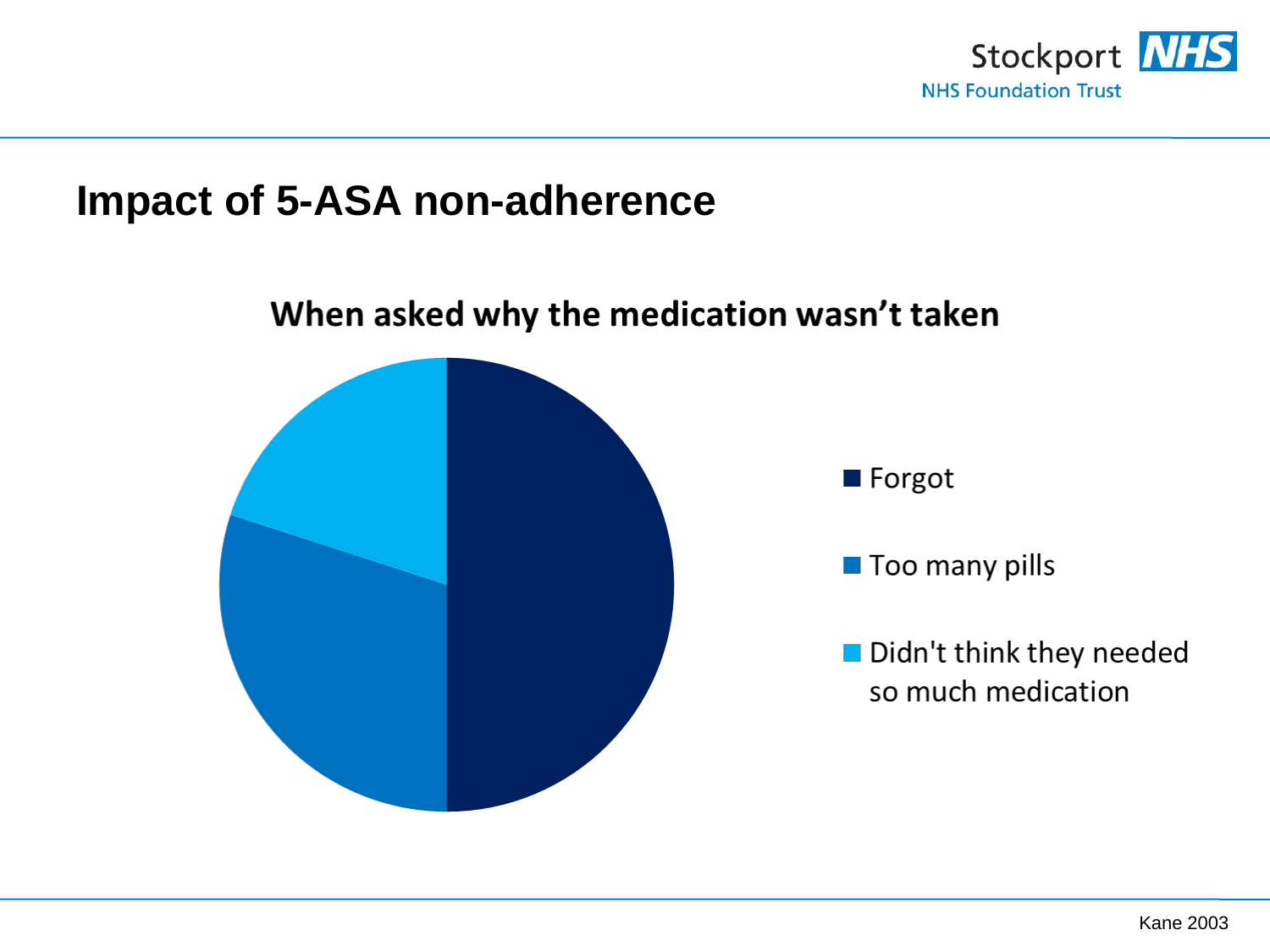# Impact of 5-ASA non-adherence

**When asked why the medication wasn't taken**

- Forgot
- Too many pills
- Didn't think they needed so much medication

Kane 2003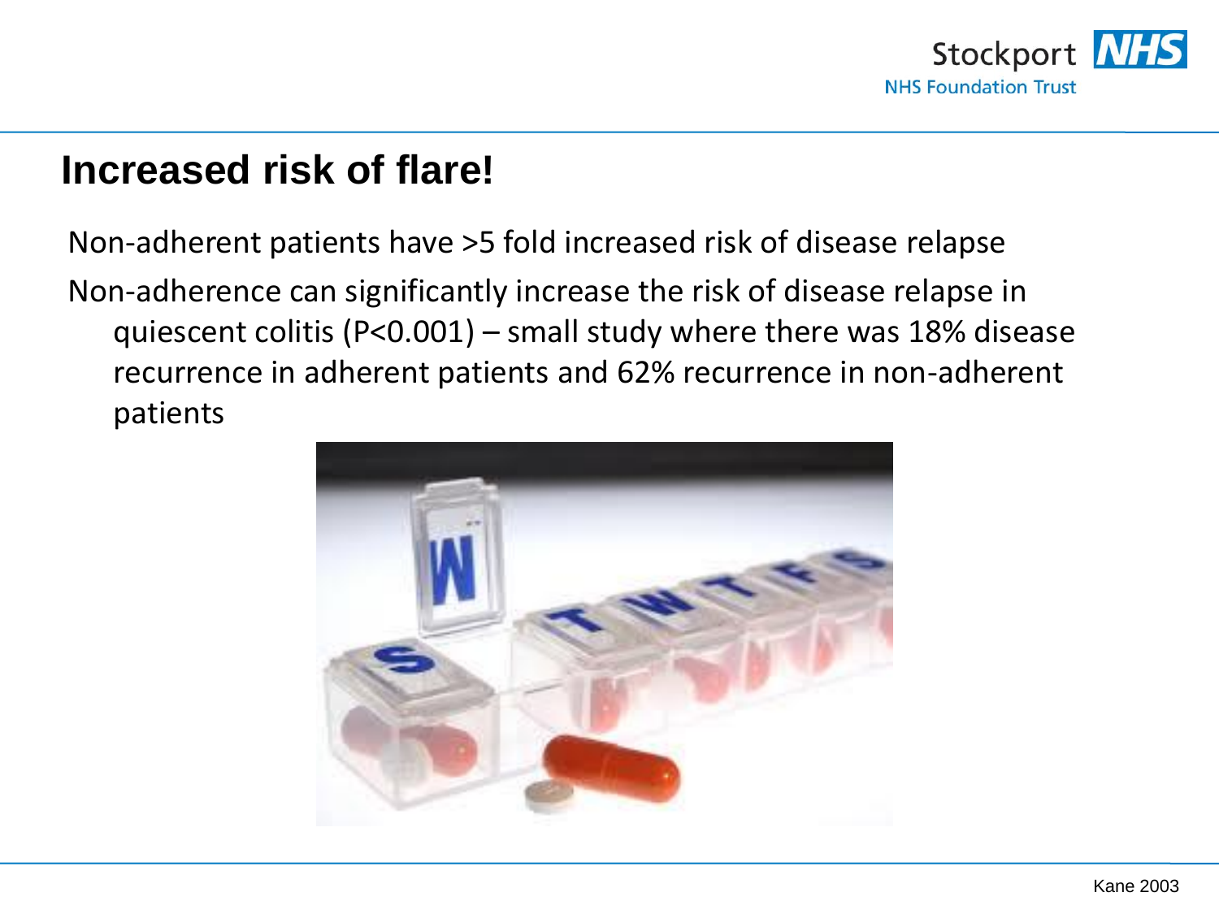# Increased risk of flare!

Non-adherent patients have >5 fold increased risk of disease relapse

Non-adherence can significantly increase the risk of disease relapse in quiescent colitis (P<0.001) – small study where there was 18% disease recurrence in adherent patients and 62% recurrence in non-adherent patients

Kane 2003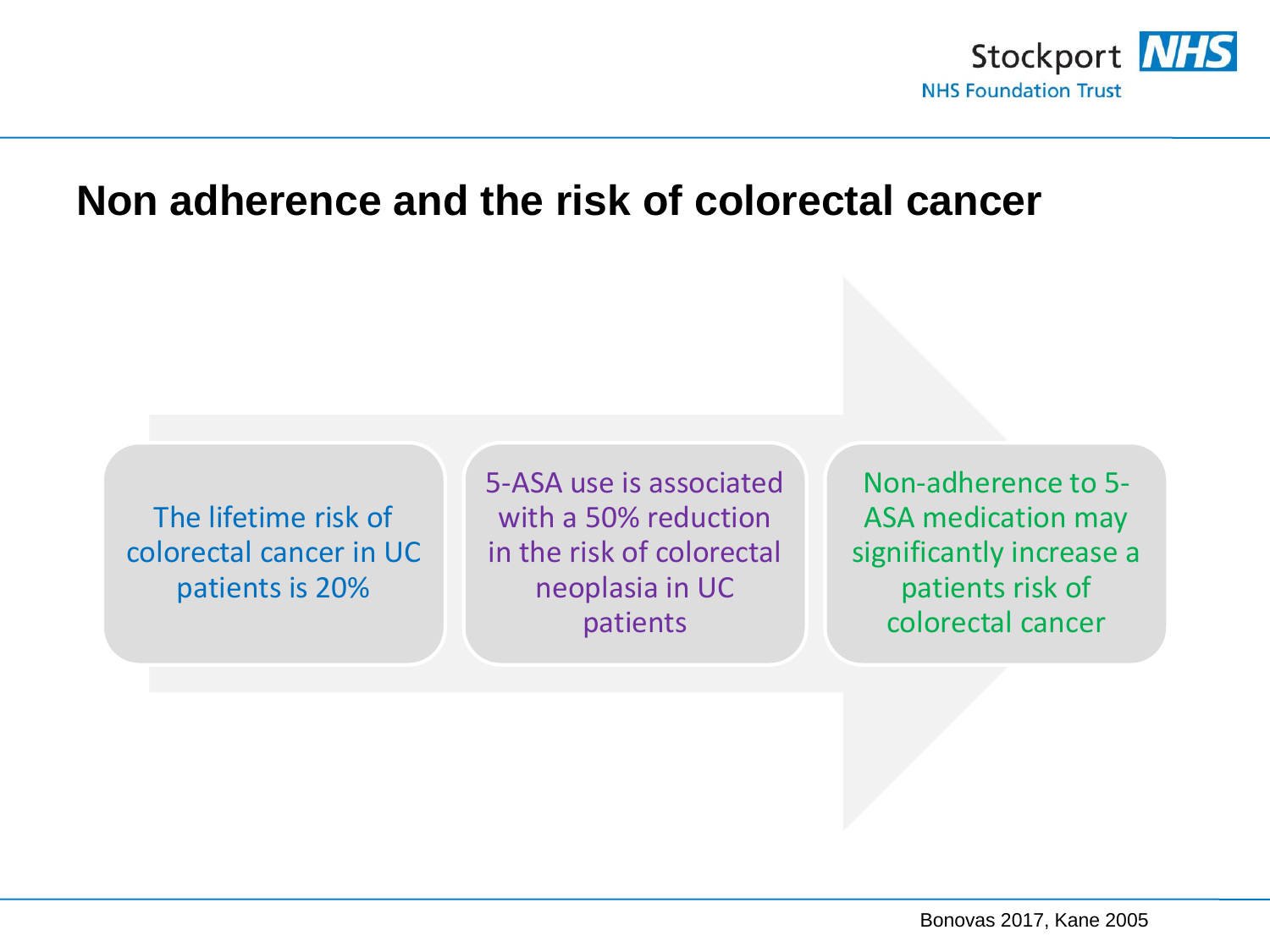## Non adherence and the risk of colorectal cancer

The lifetime risk of colorectal cancer in UC patients is 20%

5-ASA use is associated with a 50% reduction in the risk of colorectal neoplasia in UC patients

Non-adherence to 5-ASA medication may significantly increase a patients risk of colorectal cancer

Bonovas 2017, Kane 2005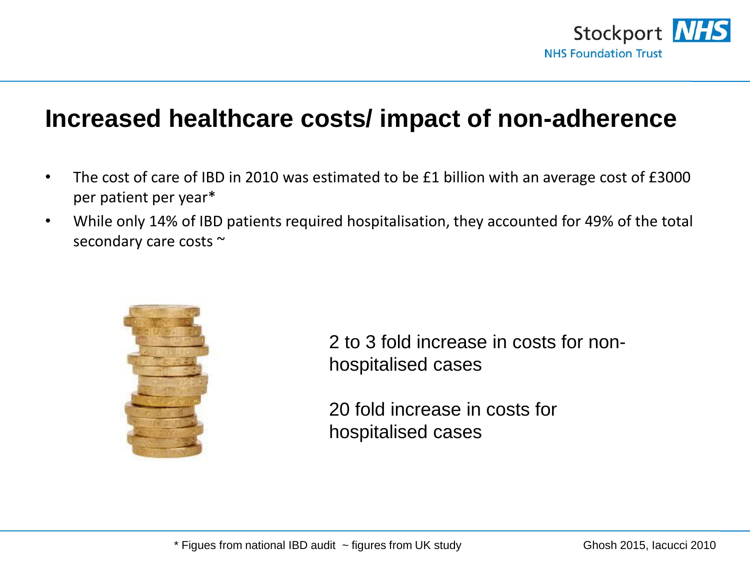## Increased healthcare costs/ impact of non-adherence

- The cost of care of IBD in 2010 was estimated to be £1 billion with an average cost of £3000 per patient per year*
- While only 14% of IBD patients required hospitalisation, they accounted for 49% of the total secondary care costs ~

2 to 3 fold increase in costs for non-hospitalised cases

20 fold increase in costs for hospitalised cases

* Figues from national IBD audit ~ figures from UK study

Ghosh 2015, Iacucci 2010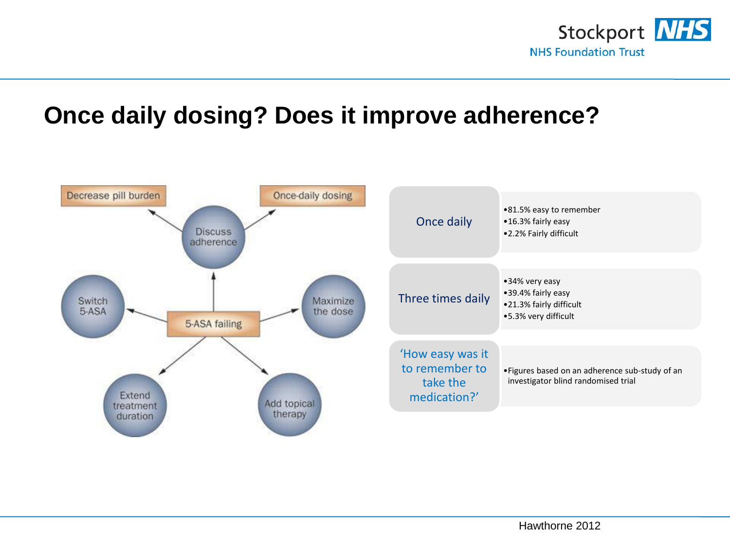# Once daily dosing? Does it improve adherence?

Decrease pill burden

Once-daily dosing

Discuss adherence

Switch 5-ASA

5-ASA failing

Maximize the dose

Extend treatment duration

Add topical therapy

| | |
|---|---|
| Once daily | • 81.5% easy to remember<br>• 16.3% fairly easy<br>• 2.2% Fairly difficult |
| Three times daily | • 34% very easy<br>• 39.4% fairly easy<br>• 21.3% fairly difficult<br>• 5.3% very difficult |
| 'How easy was it to remember to take the medication?' | • Figures based on an adherence sub-study of an investigator blind randomised trial |

Hawthorne 2012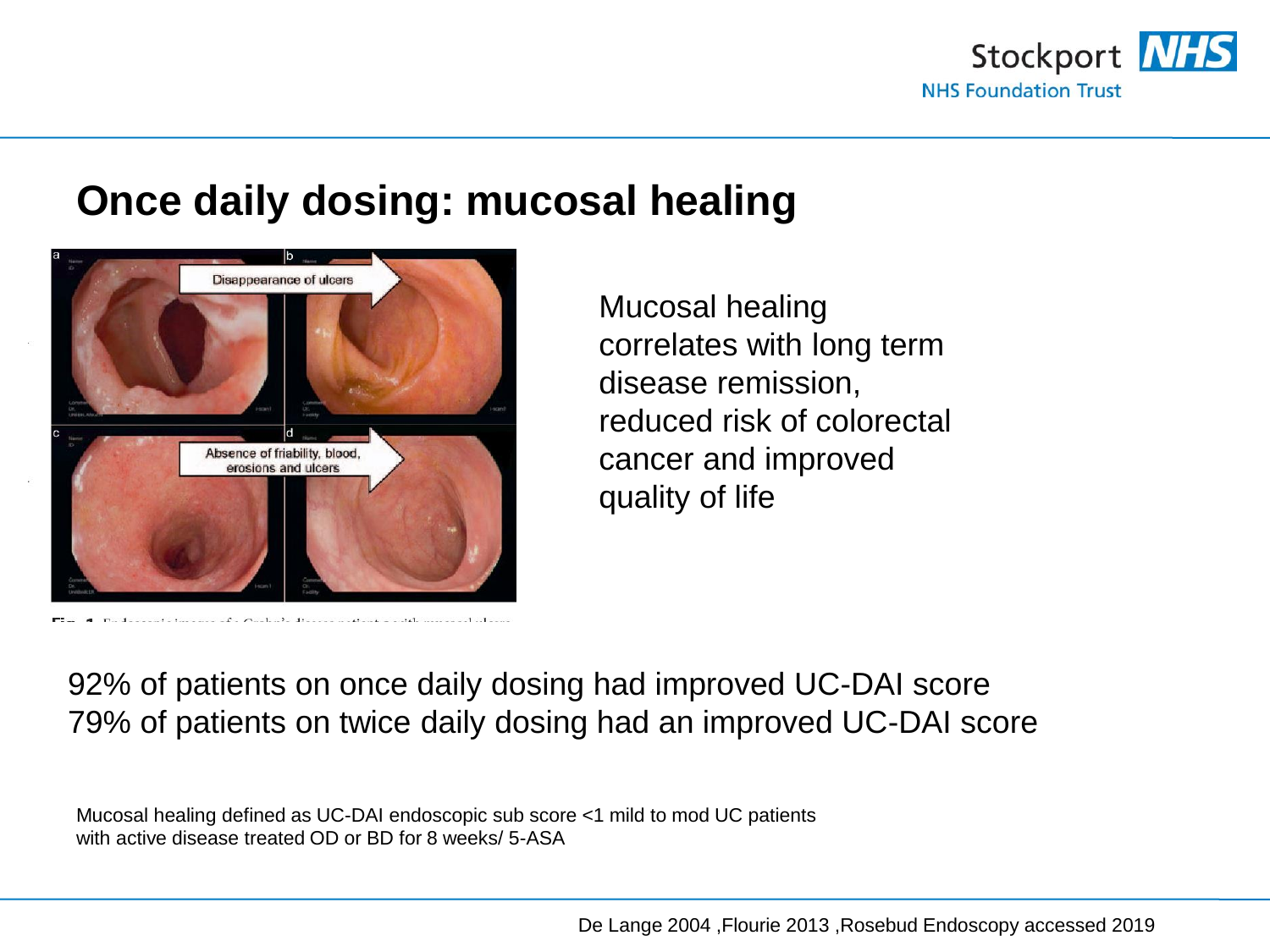# Once daily dosing: mucosal healing

Mucosal healing correlates with long term disease remission, reduced risk of colorectal cancer and improved quality of life

92% of patients on once daily dosing had improved UC-DAI score
79% of patients on twice daily dosing had an improved UC-DAI score

Mucosal healing defined as UC-DAI endoscopic sub score <1 mild to mod UC patients with active disease treated OD or BD for 8 weeks/ 5-ASA

De Lange 2004 ,Flourie 2013 ,Rosebud Endoscopy accessed 2019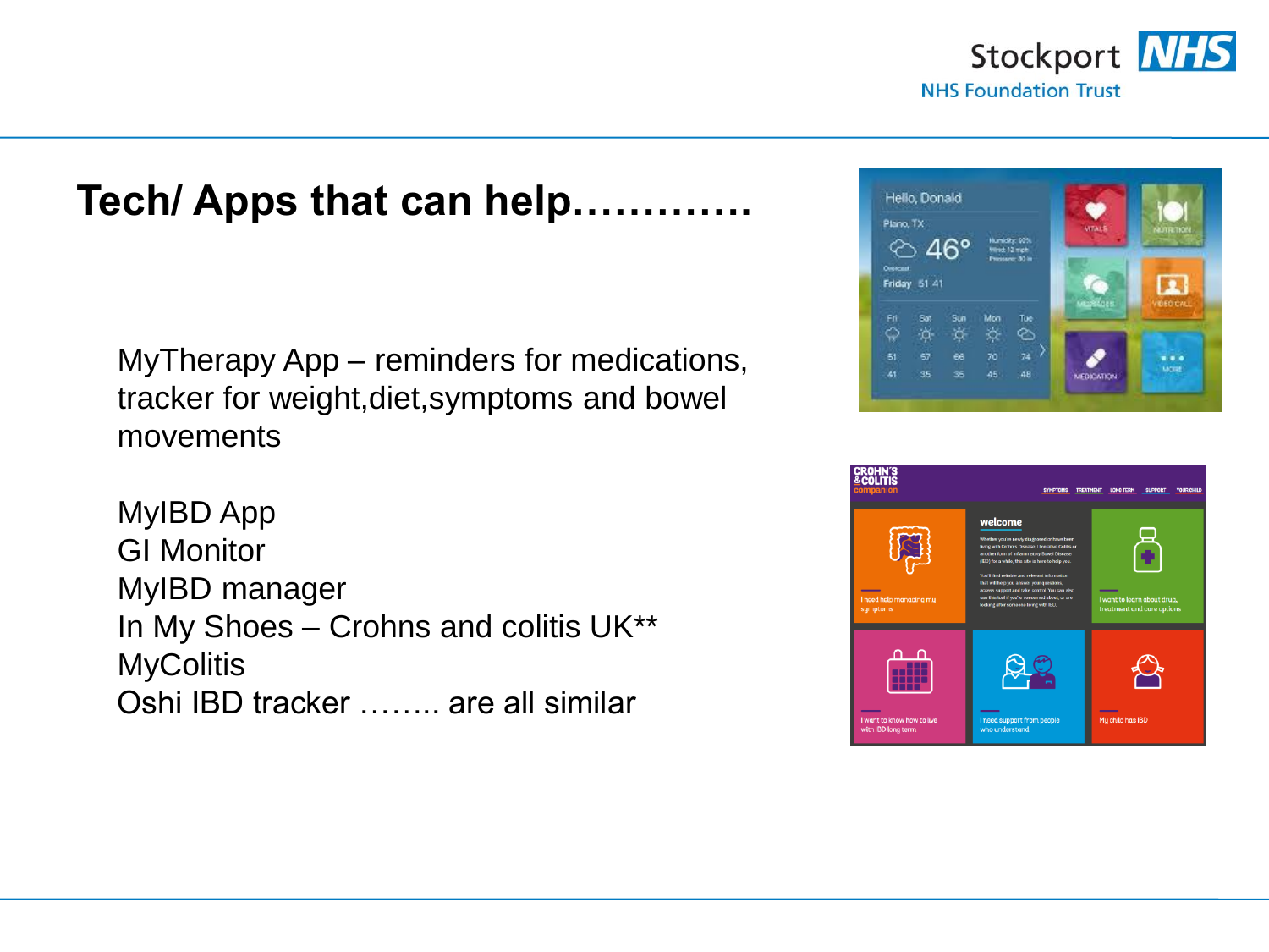# Tech/ Apps that can help…………

MyTherapy App – reminders for medications, tracker for weight,diet,symptoms and bowel movements

MyIBD App
GI Monitor
MyIBD manager
In My Shoes – Crohns and colitis UK**
MyColitis
Oshi IBD tracker …….. are all similar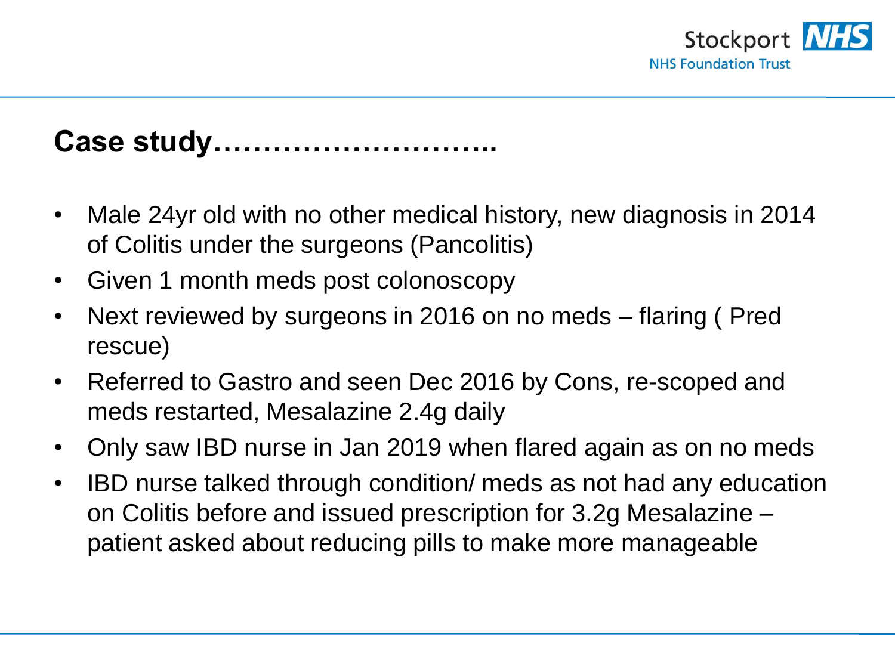## Case study………………………..

- Male 24yr old with no other medical history, new diagnosis in 2014 of Colitis under the surgeons (Pancolitis)
- Given 1 month meds post colonoscopy
- Next reviewed by surgeons in 2016 on no meds – flaring ( Pred rescue)
- Referred to Gastro and seen Dec 2016 by Cons, re-scoped and meds restarted, Mesalazine 2.4g daily
- Only saw IBD nurse in Jan 2019 when flared again as on no meds
- IBD nurse talked through condition/ meds as not had any education on Colitis before and issued prescription for 3.2g Mesalazine – patient asked about reducing pills to make more manageable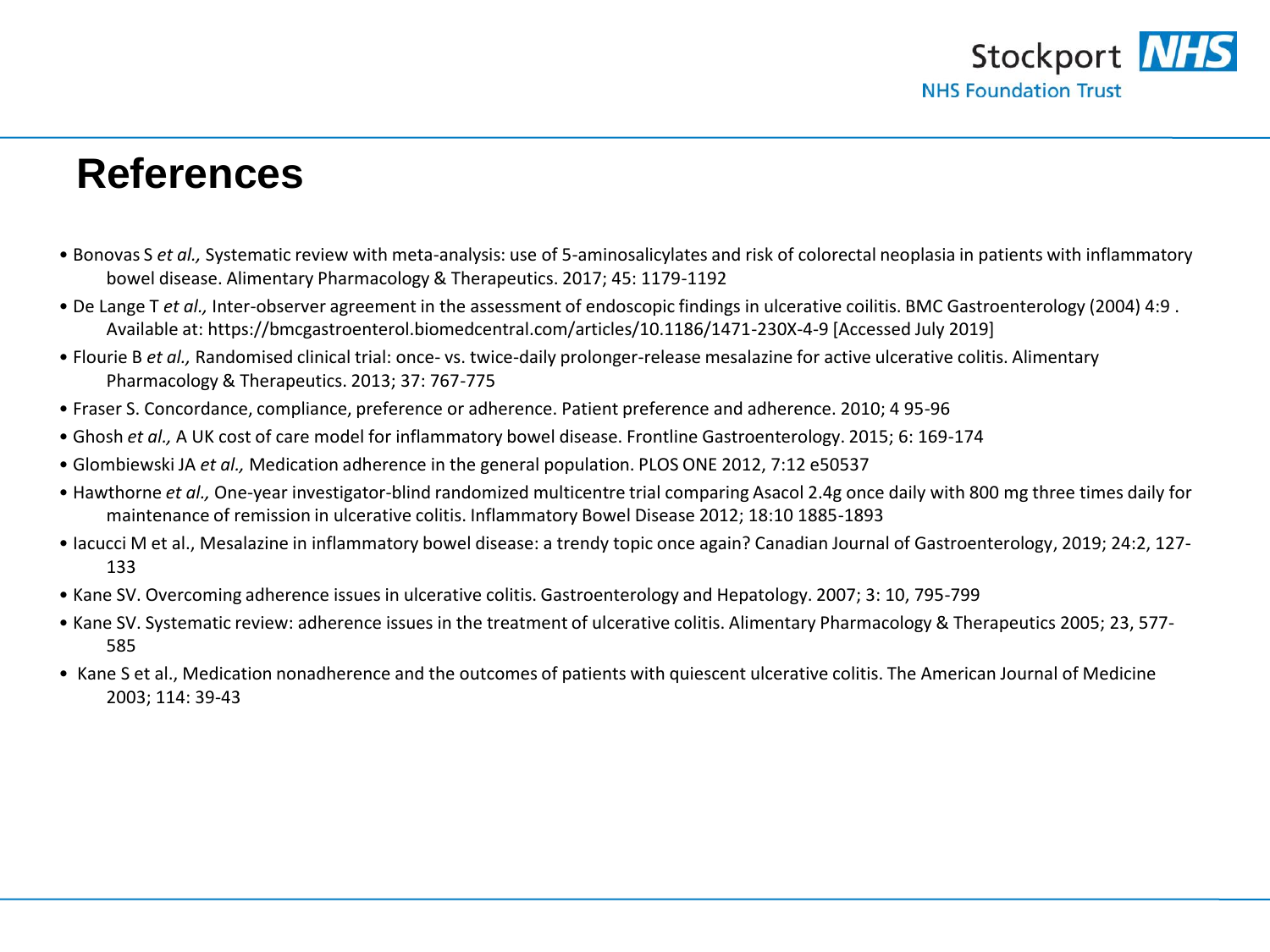# References

- Bonovas S *et al.,* Systematic review with meta-analysis: use of 5-aminosalicylates and risk of colorectal neoplasia in patients with inflammatory bowel disease. Alimentary Pharmacology & Therapeutics. 2017; 45: 1179-1192
- De Lange T *et al.,* Inter-observer agreement in the assessment of endoscopic findings in ulcerative coilitis. BMC Gastroenterology (2004) 4:9 . Available at: https://bmcgastroenterol.biomedcentral.com/articles/10.1186/1471-230X-4-9 [Accessed July 2019]
- Flourie B *et al.,* Randomised clinical trial: once- vs. twice-daily prolonger-release mesalazine for active ulcerative colitis. Alimentary Pharmacology & Therapeutics. 2013; 37: 767-775
- Fraser S. Concordance, compliance, preference or adherence. Patient preference and adherence. 2010; 4 95-96
- Ghosh *et al.,* A UK cost of care model for inflammatory bowel disease. Frontline Gastroenterology. 2015; 6: 169-174
- Glombiewski JA *et al.,* Medication adherence in the general population. PLOS ONE 2012, 7:12 e50537
- Hawthorne *et al.,* One-year investigator-blind randomized multicentre trial comparing Asacol 2.4g once daily with 800 mg three times daily for maintenance of remission in ulcerative colitis. Inflammatory Bowel Disease 2012; 18:10 1885-1893
- Iacucci M et al., Mesalazine in inflammatory bowel disease: a trendy topic once again? Canadian Journal of Gastroenterology, 2019; 24:2, 127-133
- Kane SV. Overcoming adherence issues in ulcerative colitis. Gastroenterology and Hepatology. 2007; 3: 10, 795-799
- Kane SV. Systematic review: adherence issues in the treatment of ulcerative colitis. Alimentary Pharmacology & Therapeutics 2005; 23, 577-585
- Kane S et al., Medication nonadherence and the outcomes of patients with quiescent ulcerative colitis. The American Journal of Medicine 2003; 114: 39-43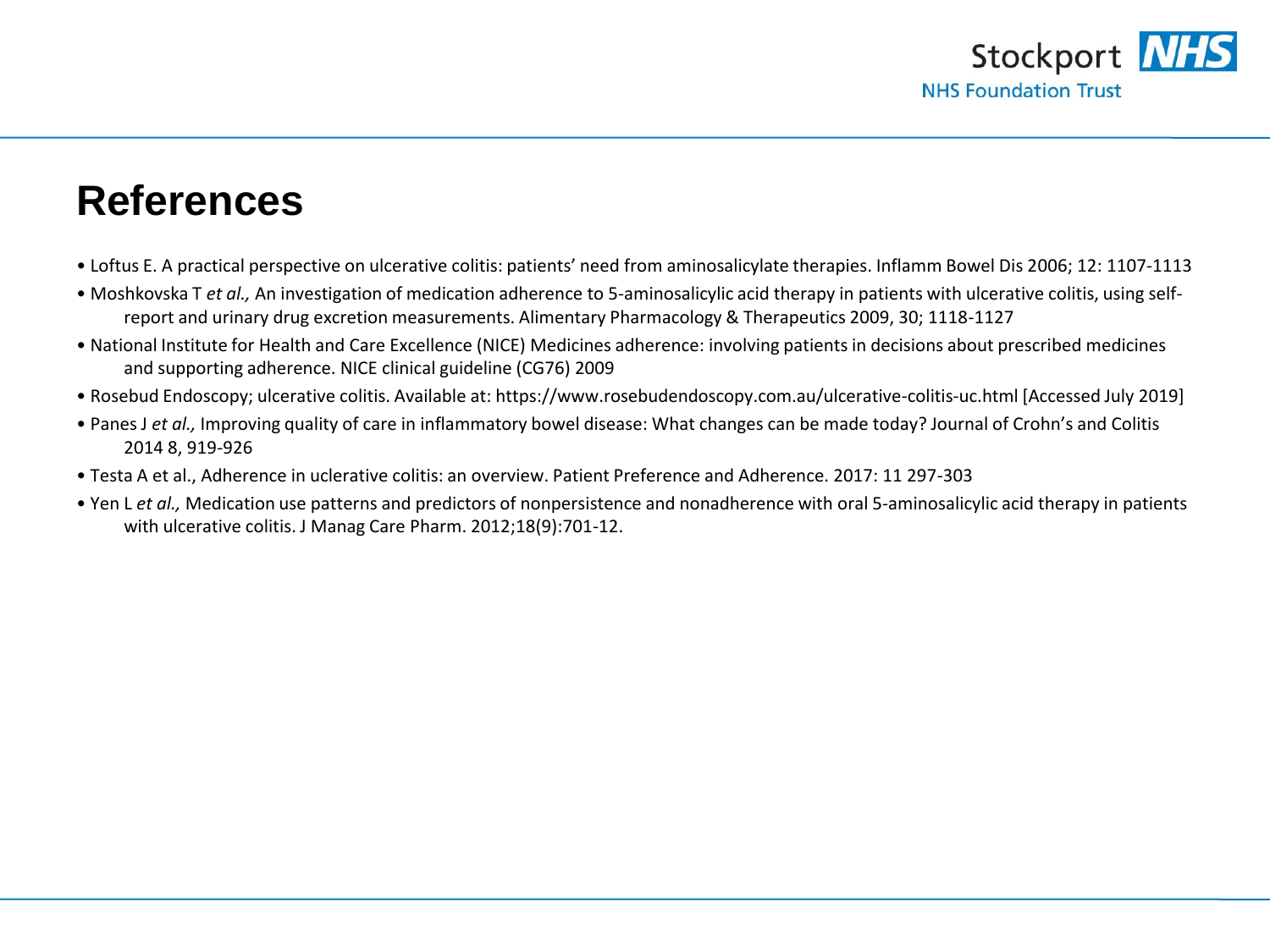# References

- Loftus E. A practical perspective on ulcerative colitis: patients' need from aminosalicylate therapies. Inflamm Bowel Dis 2006; 12: 1107-1113
- Moshkovska T *et al.,* An investigation of medication adherence to 5-aminosalicylic acid therapy in patients with ulcerative colitis, using self-report and urinary drug excretion measurements. Alimentary Pharmacology & Therapeutics 2009, 30; 1118-1127
- National Institute for Health and Care Excellence (NICE) Medicines adherence: involving patients in decisions about prescribed medicines and supporting adherence. NICE clinical guideline (CG76) 2009
- Rosebud Endoscopy; ulcerative colitis. Available at: https://www.rosebudendoscopy.com.au/ulcerative-colitis-uc.html [Accessed July 2019]
- Panes J *et al.,* Improving quality of care in inflammatory bowel disease: What changes can be made today? Journal of Crohn's and Colitis 2014 8, 919-926
- Testa A et al., Adherence in uclerative colitis: an overview. Patient Preference and Adherence. 2017: 11 297-303
- Yen L *et al.,* Medication use patterns and predictors of nonpersistence and nonadherence with oral 5-aminosalicylic acid therapy in patients with ulcerative colitis. J Manag Care Pharm. 2012;18(9):701-12.